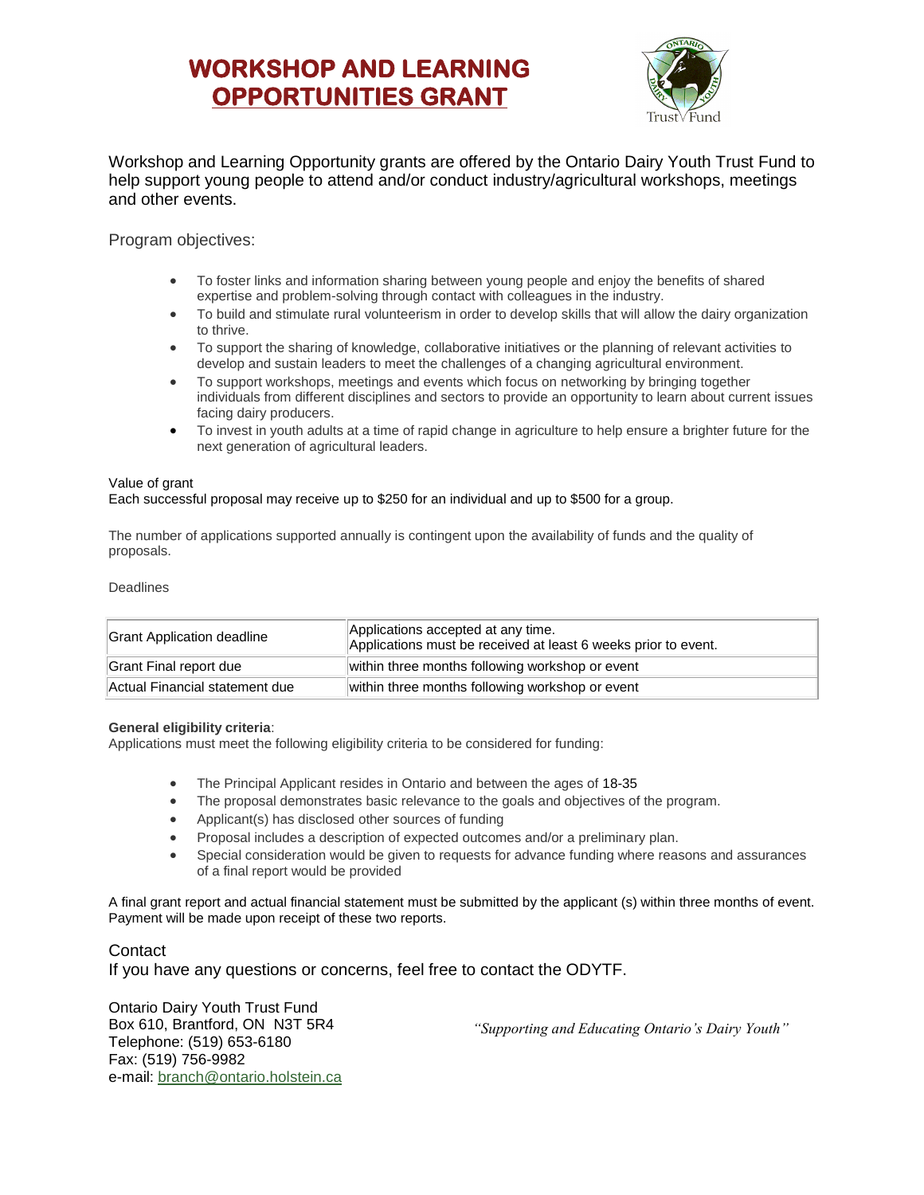# WORKSHOP AND LEARNING OPPORTUNITIES GRANT

Workshop and Learning Opportunity grants are offered by the Ontario Dairy Youth Trust Fund to help support young people to attend and/or conduct industry/agricultural workshops, meetings and other events.

Program objectives:

- To foster links and information sharing between young people and enjoy the benefits of shared expertise and problem-solving through contact with colleagues in the industry.
- To build and stimulate rural volunteerism in order to develop skills that will allow the dairy organization to thrive.
- To support the sharing of knowledge, collaborative initiatives or the planning of relevant activities to develop and sustain leaders to meet the challenges of a changing agricultural environment.
- To support workshops, meetings and events which focus on networking by bringing together individuals from different disciplines and sectors to provide an opportunity to learn about current issues facing dairy producers.
- To invest in youth adults at a time of rapid change in agriculture to help ensure a brighter future for the next generation of agricultural leaders.

Value of grant

Each successful proposal may receive up to $250 for an individual and up to $500 for a group.

The number of applications supported annually is contingent upon the availability of funds and the quality of proposals.

Deadlines

| Grant Application deadline | Applications accepted at any time. Applications must be received at least 6 weeks prior to event. |
|---|---|
| Grant Final report due | within three months following workshop or event |
| Actual Financial statement due | within three months following workshop or event |

**General eligibility criteria**:

Applications must meet the following eligibility criteria to be considered for funding:

- The Principal Applicant resides in Ontario and between the ages of 18-35
- The proposal demonstrates basic relevance to the goals and objectives of the program.
- Applicant(s) has disclosed other sources of funding
- Proposal includes a description of expected outcomes and/or a preliminary plan.
- Special consideration would be given to requests for advance funding where reasons and assurances of a final report would be provided

A final grant report and actual financial statement must be submitted by the applicant (s) within three months of event. Payment will be made upon receipt of these two reports.

Contact

If you have any questions or concerns, feel free to contact the ODYTF.

Ontario Dairy Youth Trust Fund
Box 610, Brantford, ON N3T 5R4
Telephone: (519) 653-6180
Fax: (519) 756-9982
e-mail: branch@ontario.holstein.ca

*"Supporting and Educating Ontario's Dairy Youth"*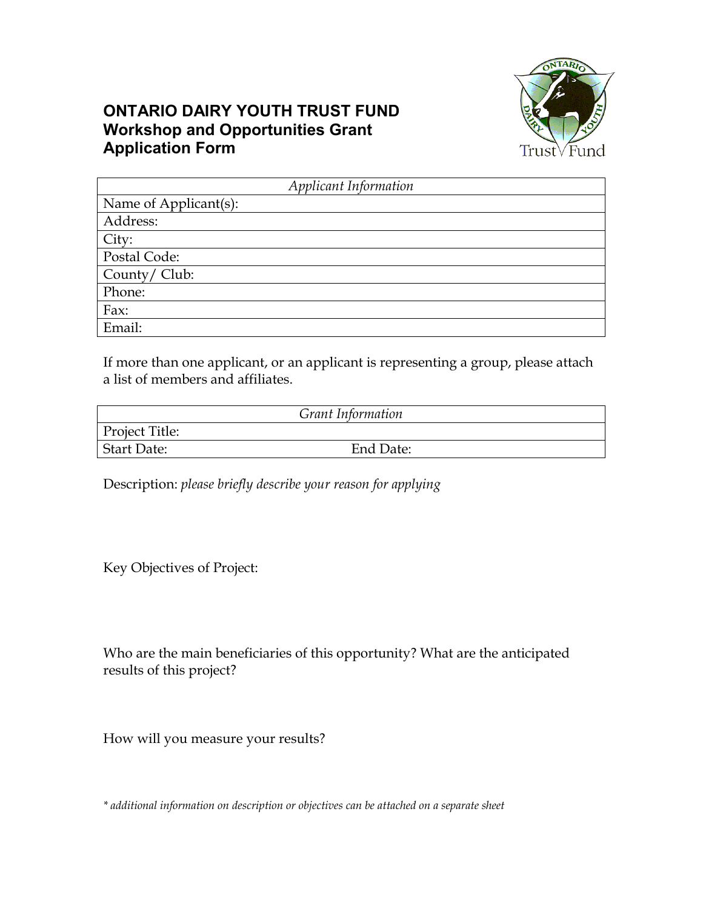# ONTARIO DAIRY YOUTH TRUST FUND
## Workshop and Opportunities Grant Application Form

| *Applicant Information* |
| --- |
| Name of Applicant(s): |
| Address: |
| City: |
| Postal Code: |
| County/ Club: |
| Phone: |
| Fax: |
| Email: |

If more than one applicant, or an applicant is representing a group, please attach a list of members and affiliates.

| *Grant Information* | |
| --- | --- |
| Project Title: | |
| Start Date: | End Date: |

Description: *please briefly describe your reason for applying*

Key Objectives of Project:

Who are the main beneficiaries of this opportunity? What are the anticipated results of this project?

How will you measure your results?

*\* additional information on description or objectives can be attached on a separate sheet*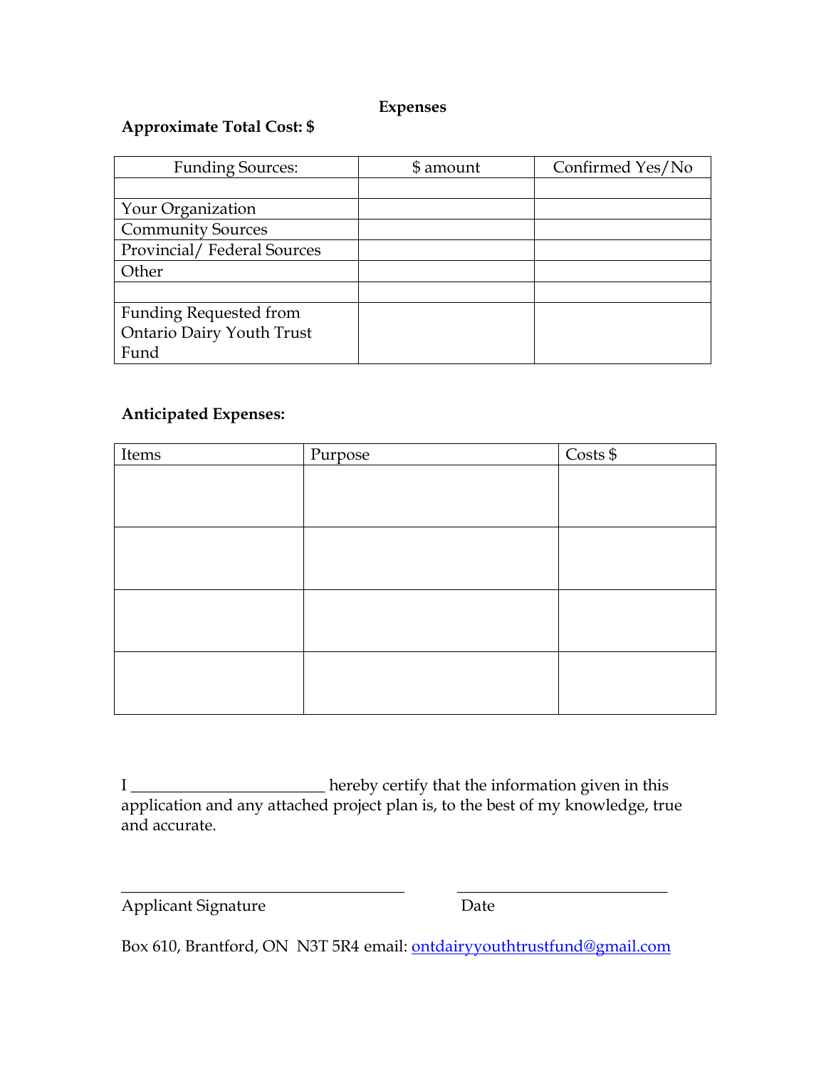# Expenses

**Approximate Total Cost: $**

| Funding Sources: | $ amount | Confirmed Yes/No |
|---|---|---|
| | | |
| Your Organization | | |
| Community Sources | | |
| Provincial/ Federal Sources | | |
| Other | | |
| | | |
| Funding Requested from Ontario Dairy Youth Trust Fund | | |

**Anticipated Expenses:**

| Items | Purpose | Costs $ |
|---|---|---|
| | | |
| | | |
| | | |
| | | |

I ________________________ hereby certify that the information given in this application and any attached project plan is, to the best of my knowledge, true and accurate.

____________________________________ __________________________

Applicant Signature Date

Box 610, Brantford, ON N3T 5R4 email: ontdairyyouthtrustfund@gmail.com